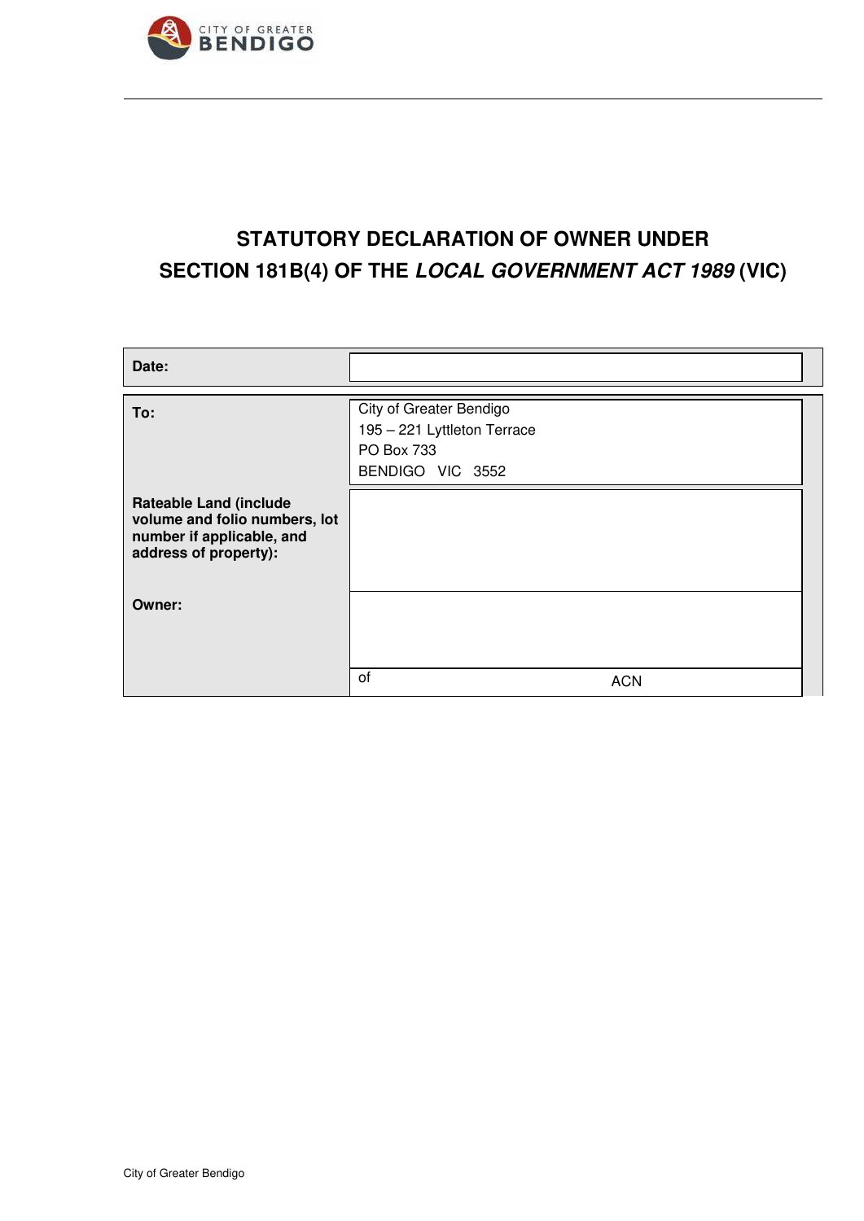# STATUTORY DECLARATION OF OWNER UNDER SECTION 181B(4) OF THE *LOCAL GOVERNMENT ACT 1989* (VIC)

| | |
|---|---|
| **Date:** | |
| **To:** | City of Greater Bendigo<br>195 – 221 Lyttleton Terrace<br>PO Box 733<br>BENDIGO VIC 3552 |
| **Rateable Land (include volume and folio numbers, lot number if applicable, and address of property):** | |
| **Owner:** | |
| | of ACN |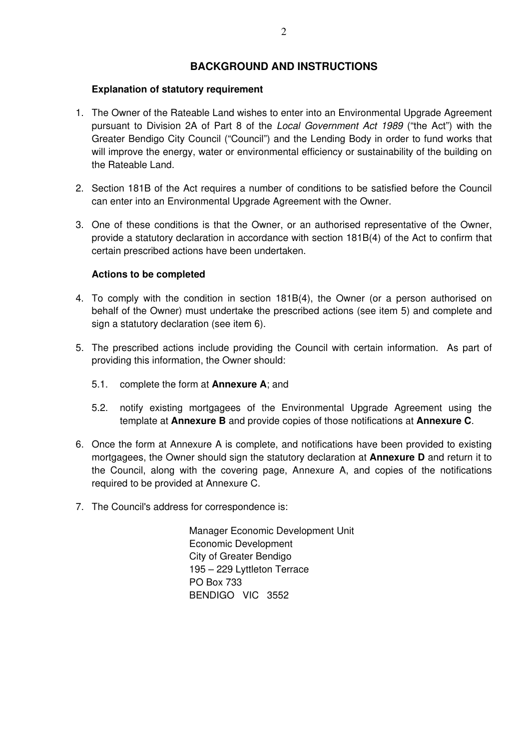## BACKGROUND AND INSTRUCTIONS

### Explanation of statutory requirement

1. The Owner of the Rateable Land wishes to enter into an Environmental Upgrade Agreement pursuant to Division 2A of Part 8 of the *Local Government Act 1989* ("the Act") with the Greater Bendigo City Council ("Council") and the Lending Body in order to fund works that will improve the energy, water or environmental efficiency or sustainability of the building on the Rateable Land.

2. Section 181B of the Act requires a number of conditions to be satisfied before the Council can enter into an Environmental Upgrade Agreement with the Owner.

3. One of these conditions is that the Owner, or an authorised representative of the Owner, provide a statutory declaration in accordance with section 181B(4) of the Act to confirm that certain prescribed actions have been undertaken.

### Actions to be completed

4. To comply with the condition in section 181B(4), the Owner (or a person authorised on behalf of the Owner) must undertake the prescribed actions (see item 5) and complete and sign a statutory declaration (see item 6).

5. The prescribed actions include providing the Council with certain information. As part of providing this information, the Owner should:

   5.1. complete the form at **Annexure A**; and

   5.2. notify existing mortgagees of the Environmental Upgrade Agreement using the template at **Annexure B** and provide copies of those notifications at **Annexure C**.

6. Once the form at Annexure A is complete, and notifications have been provided to existing mortgagees, the Owner should sign the statutory declaration at **Annexure D** and return it to the Council, along with the covering page, Annexure A, and copies of the notifications required to be provided at Annexure C.

7. The Council's address for correspondence is:

   Manager Economic Development Unit
   Economic Development
   City of Greater Bendigo
   195 – 229 Lyttleton Terrace
   PO Box 733
   BENDIGO VIC 3552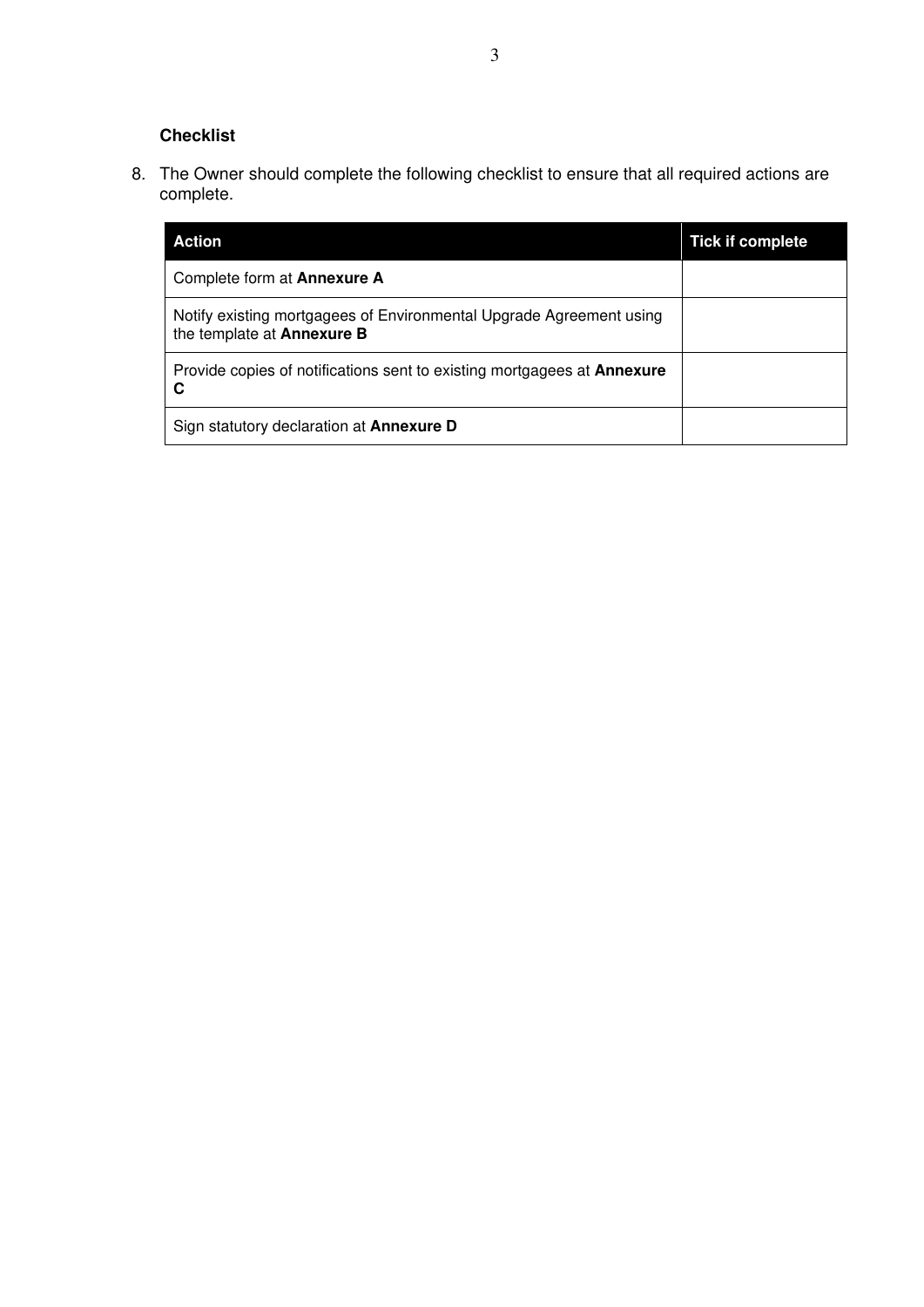### Checklist

8. The Owner should complete the following checklist to ensure that all required actions are complete.

| Action | Tick if complete |
|---|---|
| Complete form at **Annexure A** | |
| Notify existing mortgagees of Environmental Upgrade Agreement using the template at **Annexure B** | |
| Provide copies of notifications sent to existing mortgagees at **Annexure C** | |
| Sign statutory declaration at **Annexure D** | |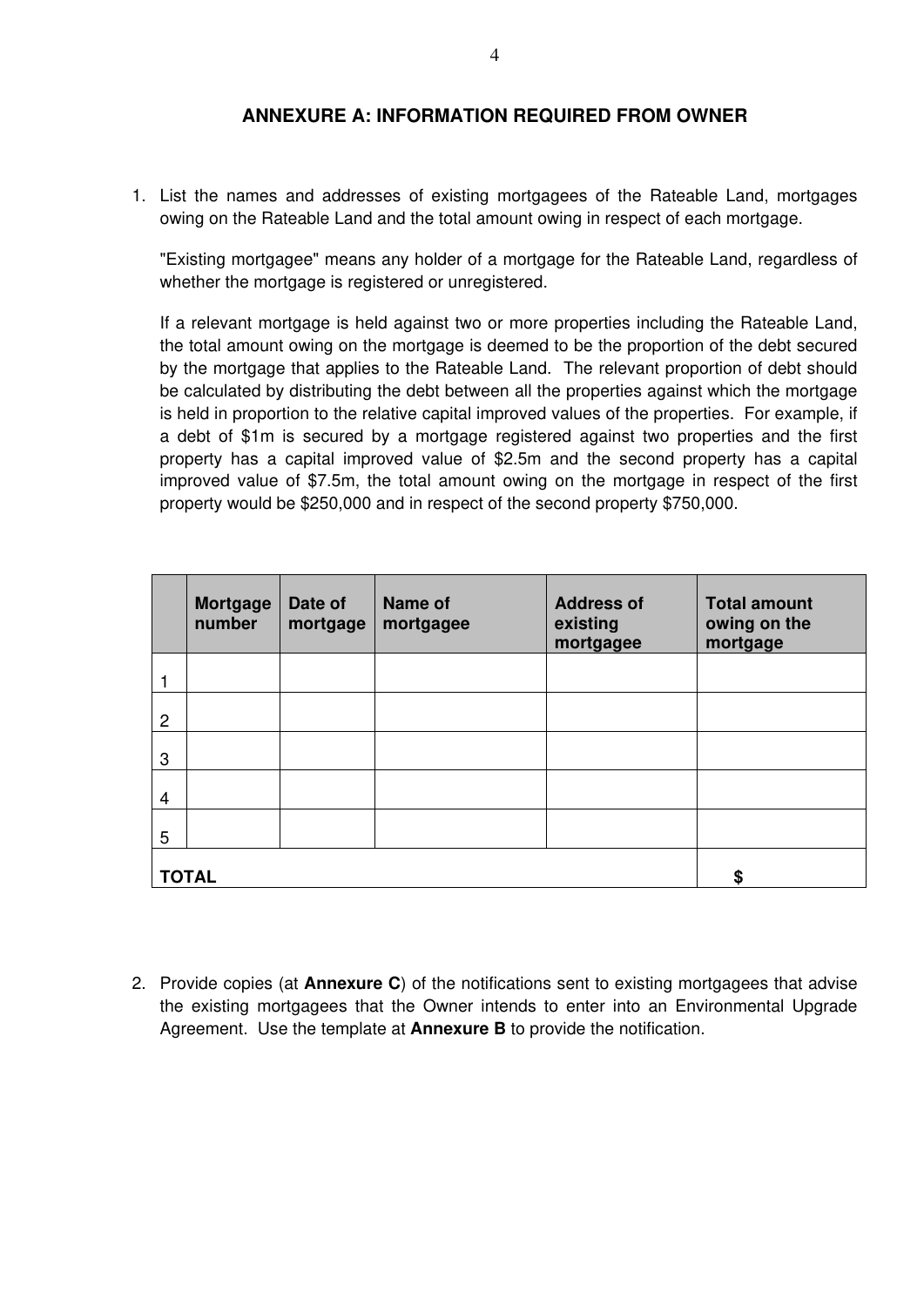## ANNEXURE A: INFORMATION REQUIRED FROM OWNER

1. List the names and addresses of existing mortgagees of the Rateable Land, mortgages owing on the Rateable Land and the total amount owing in respect of each mortgage.

   "Existing mortgagee" means any holder of a mortgage for the Rateable Land, regardless of whether the mortgage is registered or unregistered.

   If a relevant mortgage is held against two or more properties including the Rateable Land, the total amount owing on the mortgage is deemed to be the proportion of the debt secured by the mortgage that applies to the Rateable Land. The relevant proportion of debt should be calculated by distributing the debt between all the properties against which the mortgage is held in proportion to the relative capital improved values of the properties. For example, if a debt of $1m is secured by a mortgage registered against two properties and the first property has a capital improved value of $2.5m and the second property has a capital improved value of $7.5m, the total amount owing on the mortgage in respect of the first property would be $250,000 and in respect of the second property $750,000.

| | **Mortgage number** | **Date of mortgage** | **Name of mortgagee** | **Address of existing mortgagee** | **Total amount owing on the mortgage** |
|---|---|---|---|---|---|
| 1 | | | | | |
| 2 | | | | | |
| 3 | | | | | |
| 4 | | | | | |
| 5 | | | | | |
| **TOTAL** | | | | | **$** |

2. Provide copies (at **Annexure C**) of the notifications sent to existing mortgagees that advise the existing mortgagees that the Owner intends to enter into an Environmental Upgrade Agreement. Use the template at **Annexure B** to provide the notification.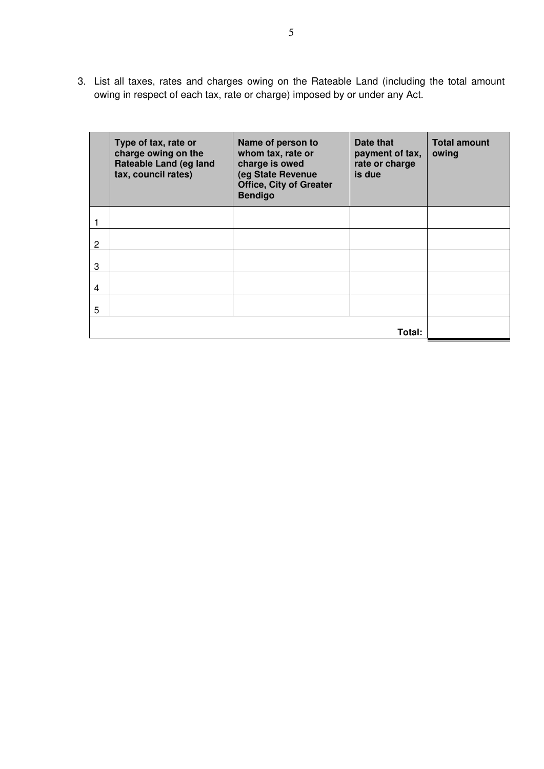3. List all taxes, rates and charges owing on the Rateable Land (including the total amount owing in respect of each tax, rate or charge) imposed by or under any Act.

| | **Type of tax, rate or charge owing on the Rateable Land (eg land tax, council rates)** | **Name of person to whom tax, rate or charge is owed (eg State Revenue Office, City of Greater Bendigo** | **Date that payment of tax, rate or charge is due** | **Total amount owing** |
|---|---|---|---|---|
| 1 | | | | |
| 2 | | | | |
| 3 | | | | |
| 4 | | | | |
| 5 | | | | |
| | | | **Total:** | |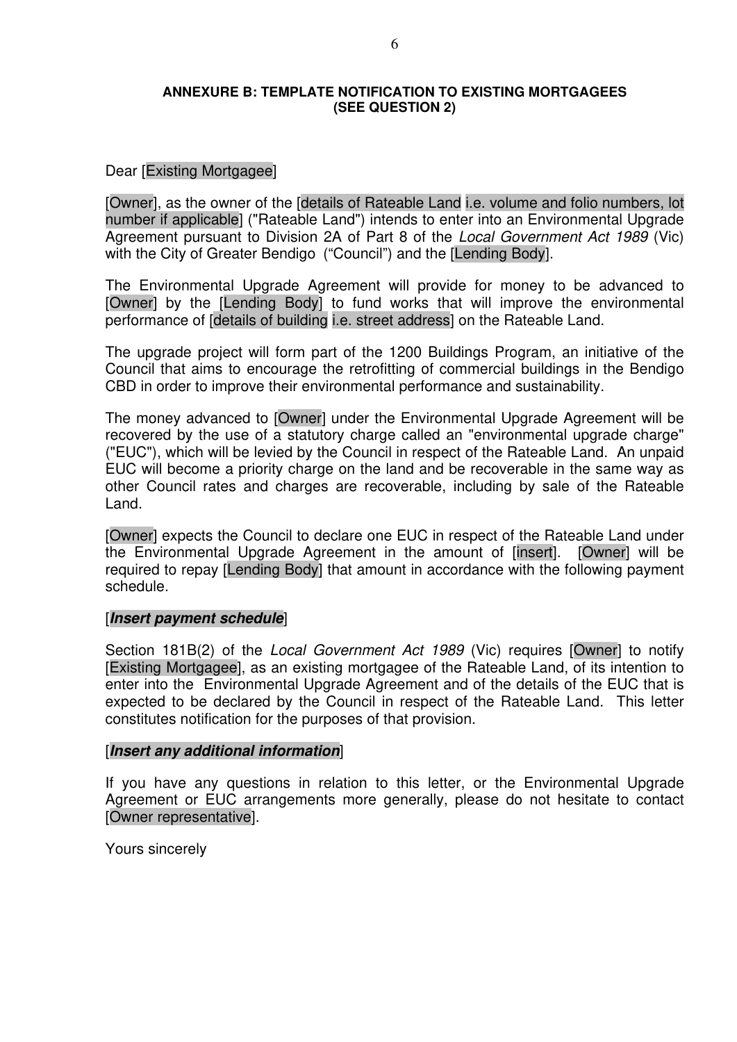**ANNEXURE B: TEMPLATE NOTIFICATION TO EXISTING MORTGAGEES (SEE QUESTION 2)**

Dear [Existing Mortgagee]

[Owner], as the owner of the [details of Rateable Land i.e. volume and folio numbers, lot number if applicable] ("Rateable Land") intends to enter into an Environmental Upgrade Agreement pursuant to Division 2A of Part 8 of the *Local Government Act 1989* (Vic) with the City of Greater Bendigo ("Council") and the [Lending Body].

The Environmental Upgrade Agreement will provide for money to be advanced to [Owner] by the [Lending Body] to fund works that will improve the environmental performance of [details of building i.e. street address] on the Rateable Land.

The upgrade project will form part of the 1200 Buildings Program, an initiative of the Council that aims to encourage the retrofitting of commercial buildings in the Bendigo CBD in order to improve their environmental performance and sustainability.

The money advanced to [Owner] under the Environmental Upgrade Agreement will be recovered by the use of a statutory charge called an "environmental upgrade charge" ("EUC"), which will be levied by the Council in respect of the Rateable Land. An unpaid EUC will become a priority charge on the land and be recoverable in the same way as other Council rates and charges are recoverable, including by sale of the Rateable Land.

[Owner] expects the Council to declare one EUC in respect of the Rateable Land under the Environmental Upgrade Agreement in the amount of [insert]. [Owner] will be required to repay [Lending Body] that amount in accordance with the following payment schedule.

[***Insert payment schedule***]

Section 181B(2) of the *Local Government Act 1989* (Vic) requires [Owner] to notify [Existing Mortgagee], as an existing mortgagee of the Rateable Land, of its intention to enter into the Environmental Upgrade Agreement and of the details of the EUC that is expected to be declared by the Council in respect of the Rateable Land. This letter constitutes notification for the purposes of that provision.

[***Insert any additional information***]

If you have any questions in relation to this letter, or the Environmental Upgrade Agreement or EUC arrangements more generally, please do not hesitate to contact [Owner representative].

Yours sincerely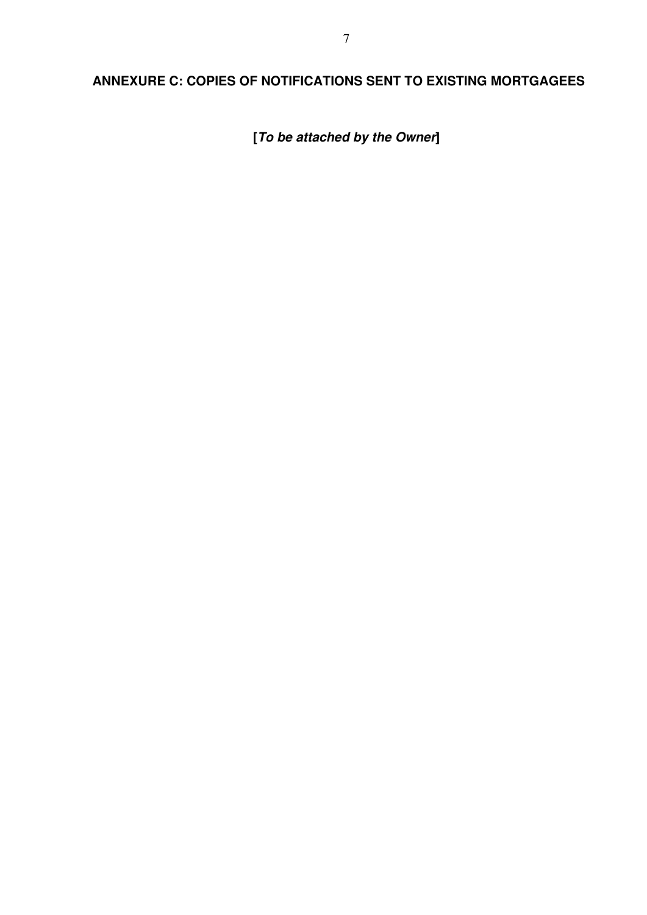## ANNEXURE C: COPIES OF NOTIFICATIONS SENT TO EXISTING MORTGAGEES

**[*To be attached by the Owner*]**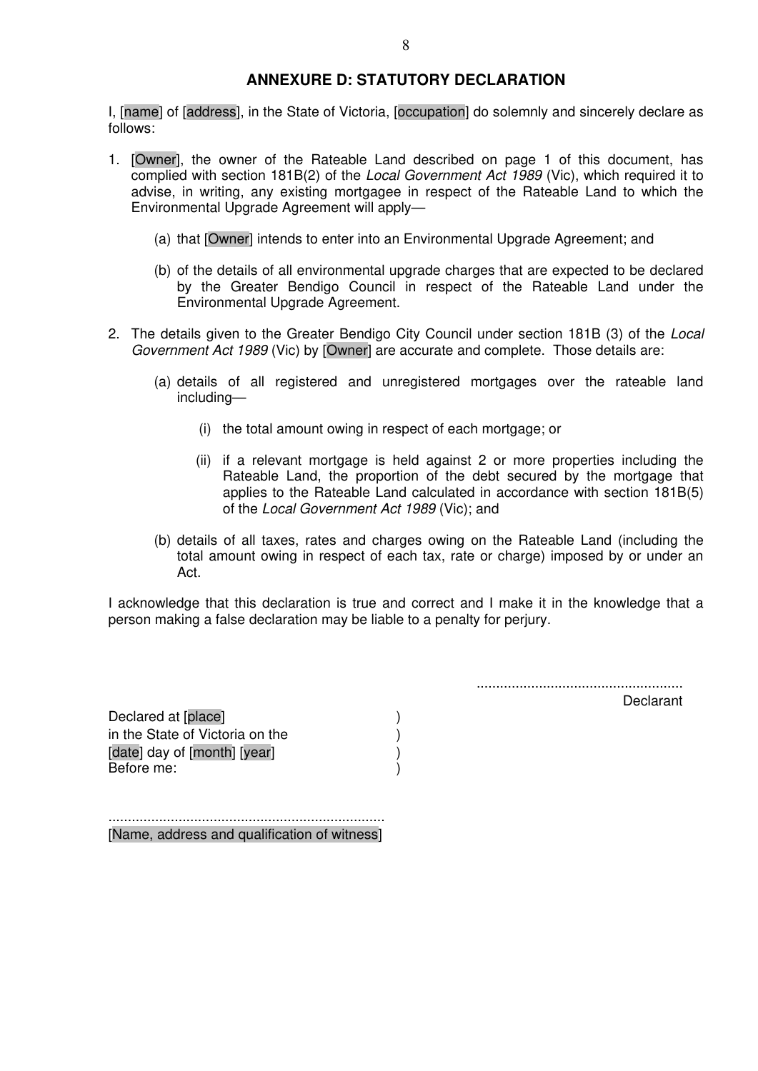## ANNEXURE D: STATUTORY DECLARATION

I, [name] of [address], in the State of Victoria, [occupation] do solemnly and sincerely declare as follows:

1. [Owner], the owner of the Rateable Land described on page 1 of this document, has complied with section 181B(2) of the *Local Government Act 1989* (Vic), which required it to advise, in writing, any existing mortgagee in respect of the Rateable Land to which the Environmental Upgrade Agreement will apply—

   (a) that [Owner] intends to enter into an Environmental Upgrade Agreement; and

   (b) of the details of all environmental upgrade charges that are expected to be declared by the Greater Bendigo Council in respect of the Rateable Land under the Environmental Upgrade Agreement.

2. The details given to the Greater Bendigo City Council under section 181B (3) of the *Local Government Act 1989* (Vic) by [Owner] are accurate and complete. Those details are:

   (a) details of all registered and unregistered mortgages over the rateable land including—

      (i) the total amount owing in respect of each mortgage; or

      (ii) if a relevant mortgage is held against 2 or more properties including the Rateable Land, the proportion of the debt secured by the mortgage that applies to the Rateable Land calculated in accordance with section 181B(5) of the *Local Government Act 1989* (Vic); and

   (b) details of all taxes, rates and charges owing on the Rateable Land (including the total amount owing in respect of each tax, rate or charge) imposed by or under an Act.

I acknowledge that this declaration is true and correct and I make it in the knowledge that a person making a false declaration may be liable to a penalty for perjury.

....................................................
Declarant

Declared at [place] )
in the State of Victoria on the )
[date] day of [month] [year] )
Before me: )

.......................................................................
[Name, address and qualification of witness]